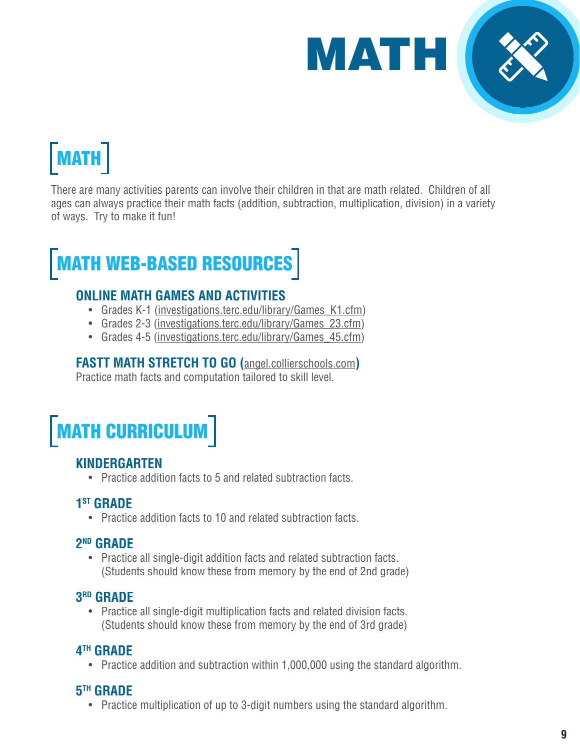# MATH

## MATH

There are many activities parents can involve their children in that are math related. Children of all ages can always practice their math facts (addition, subtraction, multiplication, division) in a variety of ways. Try to make it fun!

## MATH WEB-BASED RESOURCES

### ONLINE MATH GAMES AND ACTIVITIES

- Grades K-1 (investigations.terc.edu/library/Games_K1.cfm)
- Grades 2-3 (investigations.terc.edu/library/Games_23.cfm)
- Grades 4-5 (investigations.terc.edu/library/Games_45.cfm)

### FASTT MATH STRETCH TO GO (angel.collierschools.com)

Practice math facts and computation tailored to skill level.

## MATH CURRICULUM

### KINDERGARTEN

- Practice addition facts to 5 and related subtraction facts.

### 1ST GRADE

- Practice addition facts to 10 and related subtraction facts.

### 2ND GRADE

- Practice all single-digit addition facts and related subtraction facts. (Students should know these from memory by the end of 2nd grade)

### 3RD GRADE

- Practice all single-digit multiplication facts and related division facts. (Students should know these from memory by the end of 3rd grade)

### 4TH GRADE

- Practice addition and subtraction within 1,000,000 using the standard algorithm.

### 5TH GRADE

- Practice multiplication of up to 3-digit numbers using the standard algorithm.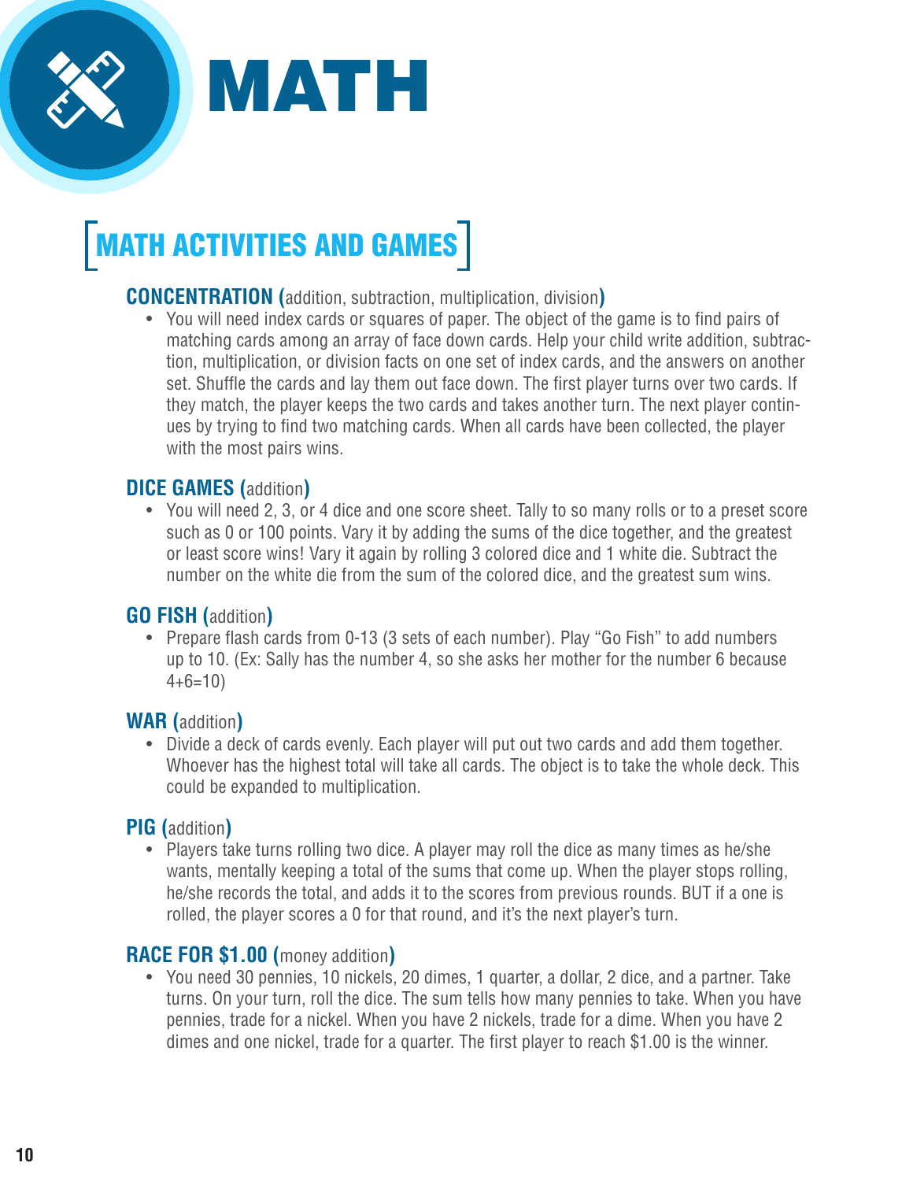# MATH

## MATH ACTIVITIES AND GAMES

### CONCENTRATION (addition, subtraction, multiplication, division)

- You will need index cards or squares of paper. The object of the game is to find pairs of matching cards among an array of face down cards. Help your child write addition, subtraction, multiplication, or division facts on one set of index cards, and the answers on another set. Shuffle the cards and lay them out face down. The first player turns over two cards. If they match, the player keeps the two cards and takes another turn. The next player continues by trying to find two matching cards. When all cards have been collected, the player with the most pairs wins.

### DICE GAMES (addition)

- You will need 2, 3, or 4 dice and one score sheet. Tally to so many rolls or to a preset score such as 0 or 100 points. Vary it by adding the sums of the dice together, and the greatest or least score wins! Vary it again by rolling 3 colored dice and 1 white die. Subtract the number on the white die from the sum of the colored dice, and the greatest sum wins.

### GO FISH (addition)

- Prepare flash cards from 0-13 (3 sets of each number). Play "Go Fish" to add numbers up to 10. (Ex: Sally has the number 4, so she asks her mother for the number 6 because 4+6=10)

### WAR (addition)

- Divide a deck of cards evenly. Each player will put out two cards and add them together. Whoever has the highest total will take all cards. The object is to take the whole deck. This could be expanded to multiplication.

### PIG (addition)

- Players take turns rolling two dice. A player may roll the dice as many times as he/she wants, mentally keeping a total of the sums that come up. When the player stops rolling, he/she records the total, and adds it to the scores from previous rounds. BUT if a one is rolled, the player scores a 0 for that round, and it's the next player's turn.

### RACE FOR $1.00 (money addition)

- You need 30 pennies, 10 nickels, 20 dimes, 1 quarter, a dollar, 2 dice, and a partner. Take turns. On your turn, roll the dice. The sum tells how many pennies to take. When you have pennies, trade for a nickel. When you have 2 nickels, trade for a dime. When you have 2 dimes and one nickel, trade for a quarter. The first player to reach $1.00 is the winner.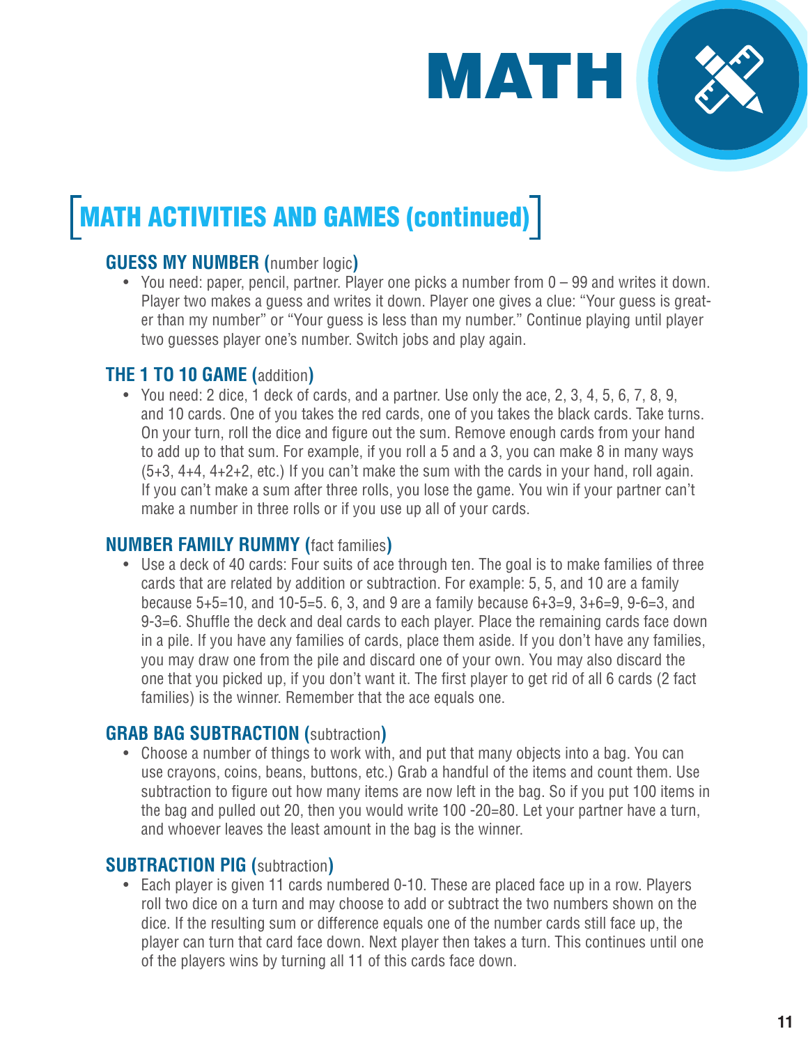# MATH

## MATH ACTIVITIES AND GAMES (continued)

### GUESS MY NUMBER (number logic)

- You need: paper, pencil, partner. Player one picks a number from 0 – 99 and writes it down. Player two makes a guess and writes it down. Player one gives a clue: "Your guess is greater than my number" or "Your guess is less than my number." Continue playing until player two guesses player one's number. Switch jobs and play again.

### THE 1 TO 10 GAME (addition)

- You need: 2 dice, 1 deck of cards, and a partner. Use only the ace, 2, 3, 4, 5, 6, 7, 8, 9, and 10 cards. One of you takes the red cards, one of you takes the black cards. Take turns. On your turn, roll the dice and figure out the sum. Remove enough cards from your hand to add up to that sum. For example, if you roll a 5 and a 3, you can make 8 in many ways (5+3, 4+4, 4+2+2, etc.) If you can't make the sum with the cards in your hand, roll again. If you can't make a sum after three rolls, you lose the game. You win if your partner can't make a number in three rolls or if you use up all of your cards.

### NUMBER FAMILY RUMMY (fact families)

- Use a deck of 40 cards: Four suits of ace through ten. The goal is to make families of three cards that are related by addition or subtraction. For example: 5, 5, and 10 are a family because 5+5=10, and 10-5=5. 6, 3, and 9 are a family because 6+3=9, 3+6=9, 9-6=3, and 9-3=6. Shuffle the deck and deal cards to each player. Place the remaining cards face down in a pile. If you have any families of cards, place them aside. If you don't have any families, you may draw one from the pile and discard one of your own. You may also discard the one that you picked up, if you don't want it. The first player to get rid of all 6 cards (2 fact families) is the winner. Remember that the ace equals one.

### GRAB BAG SUBTRACTION (subtraction)

- Choose a number of things to work with, and put that many objects into a bag. You can use crayons, coins, beans, buttons, etc.) Grab a handful of the items and count them. Use subtraction to figure out how many items are now left in the bag. So if you put 100 items in the bag and pulled out 20, then you would write 100 -20=80. Let your partner have a turn, and whoever leaves the least amount in the bag is the winner.

### SUBTRACTION PIG (subtraction)

- Each player is given 11 cards numbered 0-10. These are placed face up in a row. Players roll two dice on a turn and may choose to add or subtract the two numbers shown on the dice. If the resulting sum or difference equals one of the number cards still face up, the player can turn that card face down. Next player then takes a turn. This continues until one of the players wins by turning all 11 of this cards face down.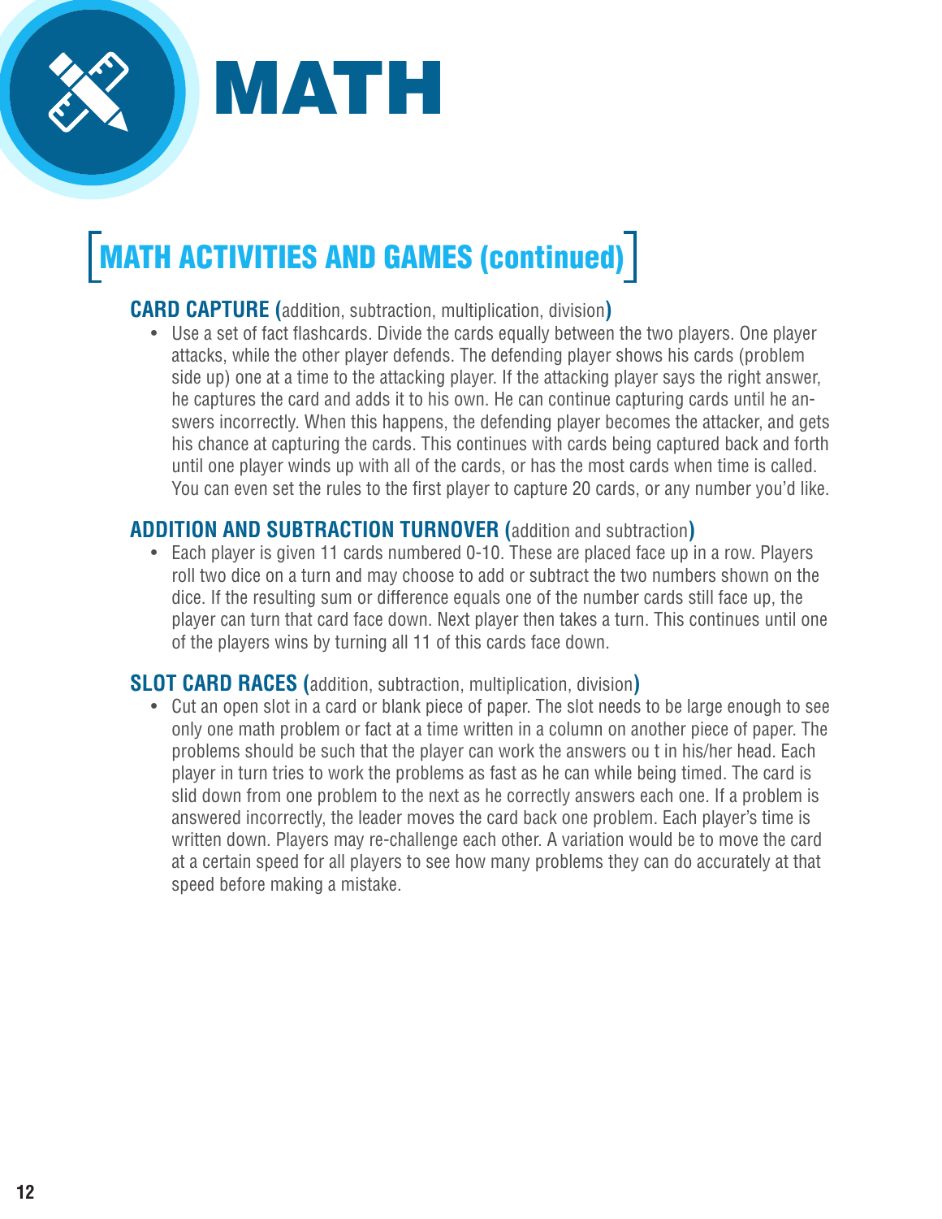# MATH

## MATH ACTIVITIES AND GAMES (continued)

### CARD CAPTURE (addition, subtraction, multiplication, division)

- Use a set of fact flashcards. Divide the cards equally between the two players. One player attacks, while the other player defends. The defending player shows his cards (problem side up) one at a time to the attacking player. If the attacking player says the right answer, he captures the card and adds it to his own. He can continue capturing cards until he answers incorrectly. When this happens, the defending player becomes the attacker, and gets his chance at capturing the cards. This continues with cards being captured back and forth until one player winds up with all of the cards, or has the most cards when time is called. You can even set the rules to the first player to capture 20 cards, or any number you'd like.

### ADDITION AND SUBTRACTION TURNOVER (addition and subtraction)

- Each player is given 11 cards numbered 0-10. These are placed face up in a row. Players roll two dice on a turn and may choose to add or subtract the two numbers shown on the dice. If the resulting sum or difference equals one of the number cards still face up, the player can turn that card face down. Next player then takes a turn. This continues until one of the players wins by turning all 11 of this cards face down.

### SLOT CARD RACES (addition, subtraction, multiplication, division)

- Cut an open slot in a card or blank piece of paper. The slot needs to be large enough to see only one math problem or fact at a time written in a column on another piece of paper. The problems should be such that the player can work the answers ou t in his/her head. Each player in turn tries to work the problems as fast as he can while being timed. The card is slid down from one problem to the next as he correctly answers each one. If a problem is answered incorrectly, the leader moves the card back one problem. Each player's time is written down. Players may re-challenge each other. A variation would be to move the card at a certain speed for all players to see how many problems they can do accurately at that speed before making a mistake.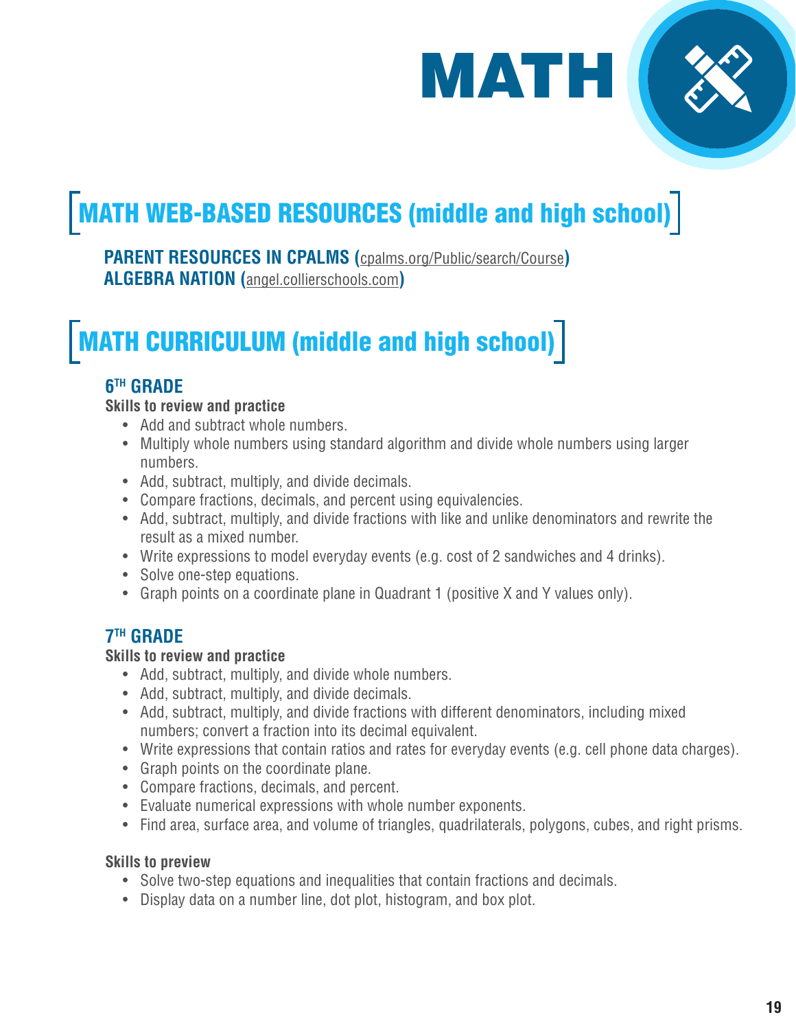# MATH

## MATH WEB-BASED RESOURCES (middle and high school)

**PARENT RESOURCES IN CPALMS (cpalms.org/Public/search/Course)**
**ALGEBRA NATION (angel.collierschools.com)**

## MATH CURRICULUM (middle and high school)

### 6TH GRADE

**Skills to review and practice**

- Add and subtract whole numbers.
- Multiply whole numbers using standard algorithm and divide whole numbers using larger numbers.
- Add, subtract, multiply, and divide decimals.
- Compare fractions, decimals, and percent using equivalencies.
- Add, subtract, multiply, and divide fractions with like and unlike denominators and rewrite the result as a mixed number.
- Write expressions to model everyday events (e.g. cost of 2 sandwiches and 4 drinks).
- Solve one-step equations.
- Graph points on a coordinate plane in Quadrant 1 (positive X and Y values only).

### 7TH GRADE

**Skills to review and practice**

- Add, subtract, multiply, and divide whole numbers.
- Add, subtract, multiply, and divide decimals.
- Add, subtract, multiply, and divide fractions with different denominators, including mixed numbers; convert a fraction into its decimal equivalent.
- Write expressions that contain ratios and rates for everyday events (e.g. cell phone data charges).
- Graph points on the coordinate plane.
- Compare fractions, decimals, and percent.
- Evaluate numerical expressions with whole number exponents.
- Find area, surface area, and volume of triangles, quadrilaterals, polygons, cubes, and right prisms.

**Skills to preview**

- Solve two-step equations and inequalities that contain fractions and decimals.
- Display data on a number line, dot plot, histogram, and box plot.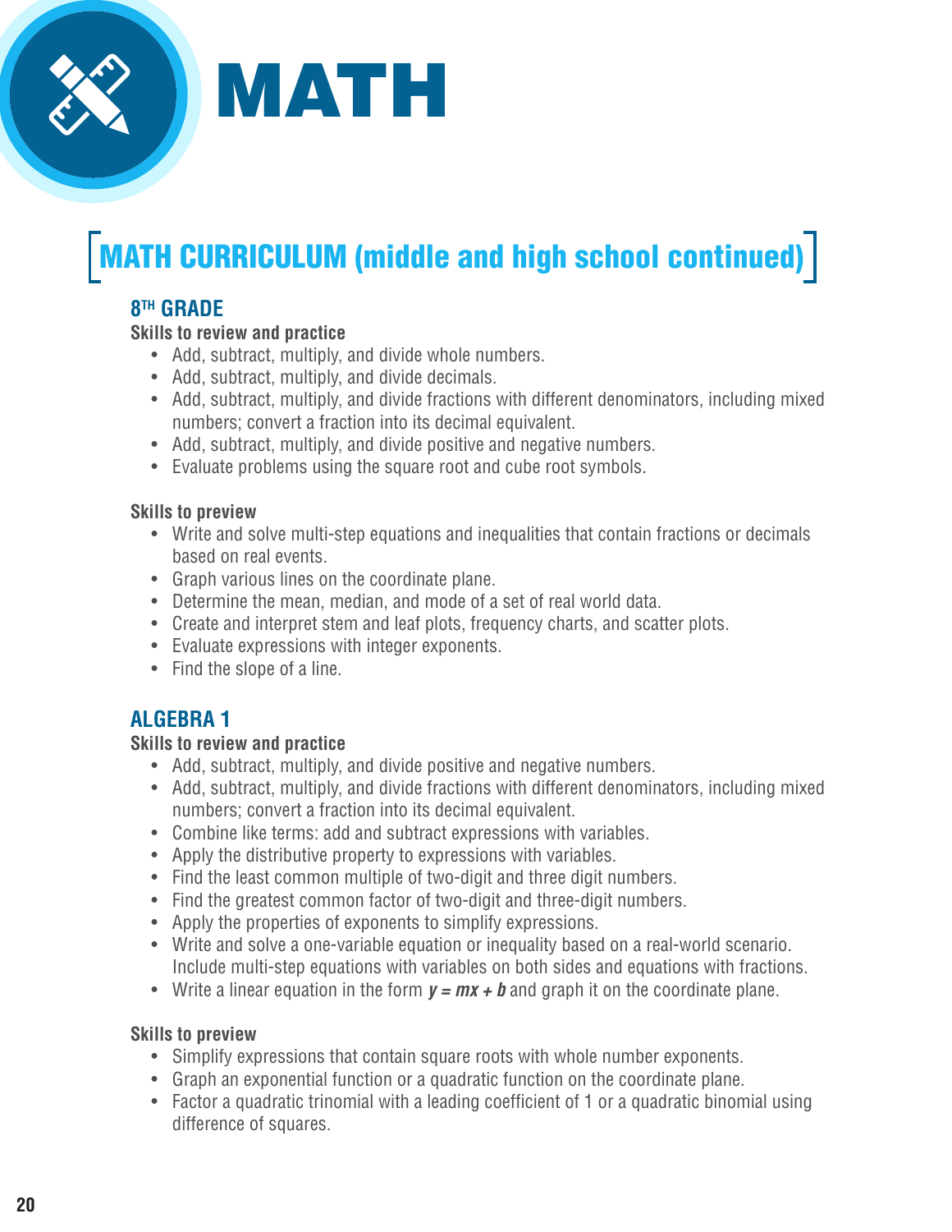# MATH

## MATH CURRICULUM (middle and high school continued)

### 8TH GRADE

**Skills to review and practice**

- Add, subtract, multiply, and divide whole numbers.
- Add, subtract, multiply, and divide decimals.
- Add, subtract, multiply, and divide fractions with different denominators, including mixed numbers; convert a fraction into its decimal equivalent.
- Add, subtract, multiply, and divide positive and negative numbers.
- Evaluate problems using the square root and cube root symbols.

**Skills to preview**

- Write and solve multi-step equations and inequalities that contain fractions or decimals based on real events.
- Graph various lines on the coordinate plane.
- Determine the mean, median, and mode of a set of real world data.
- Create and interpret stem and leaf plots, frequency charts, and scatter plots.
- Evaluate expressions with integer exponents.
- Find the slope of a line.

### ALGEBRA 1

**Skills to review and practice**

- Add, subtract, multiply, and divide positive and negative numbers.
- Add, subtract, multiply, and divide fractions with different denominators, including mixed numbers; convert a fraction into its decimal equivalent.
- Combine like terms: add and subtract expressions with variables.
- Apply the distributive property to expressions with variables.
- Find the least common multiple of two-digit and three digit numbers.
- Find the greatest common factor of two-digit and three-digit numbers.
- Apply the properties of exponents to simplify expressions.
- Write and solve a one-variable equation or inequality based on a real-world scenario. Include multi-step equations with variables on both sides and equations with fractions.
- Write a linear equation in the form $y = mx + b$ and graph it on the coordinate plane.

**Skills to preview**

- Simplify expressions that contain square roots with whole number exponents.
- Graph an exponential function or a quadratic function on the coordinate plane.
- Factor a quadratic trinomial with a leading coefficient of 1 or a quadratic binomial using difference of squares.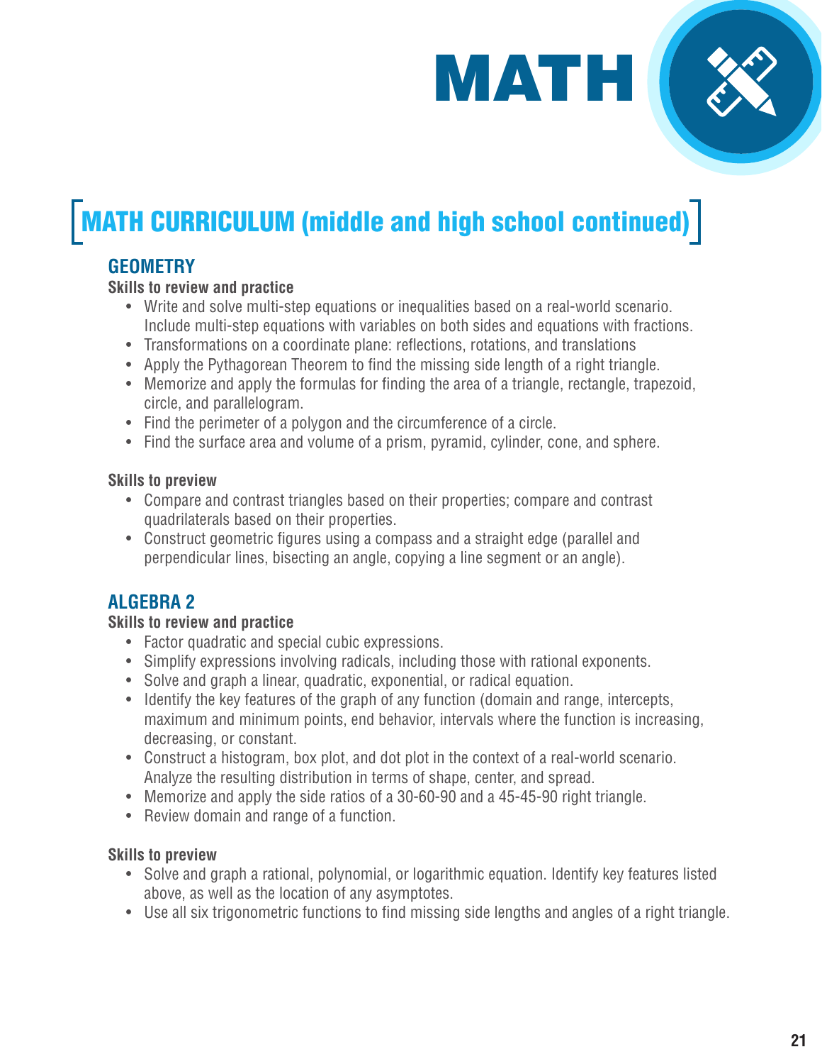# MATH

## MATH CURRICULUM (middle and high school continued)

### GEOMETRY

**Skills to review and practice**

- Write and solve multi-step equations or inequalities based on a real-world scenario. Include multi-step equations with variables on both sides and equations with fractions.
- Transformations on a coordinate plane: reflections, rotations, and translations
- Apply the Pythagorean Theorem to find the missing side length of a right triangle.
- Memorize and apply the formulas for finding the area of a triangle, rectangle, trapezoid, circle, and parallelogram.
- Find the perimeter of a polygon and the circumference of a circle.
- Find the surface area and volume of a prism, pyramid, cylinder, cone, and sphere.

**Skills to preview**

- Compare and contrast triangles based on their properties; compare and contrast quadrilaterals based on their properties.
- Construct geometric figures using a compass and a straight edge (parallel and perpendicular lines, bisecting an angle, copying a line segment or an angle).

### ALGEBRA 2

**Skills to review and practice**

- Factor quadratic and special cubic expressions.
- Simplify expressions involving radicals, including those with rational exponents.
- Solve and graph a linear, quadratic, exponential, or radical equation.
- Identify the key features of the graph of any function (domain and range, intercepts, maximum and minimum points, end behavior, intervals where the function is increasing, decreasing, or constant.
- Construct a histogram, box plot, and dot plot in the context of a real-world scenario. Analyze the resulting distribution in terms of shape, center, and spread.
- Memorize and apply the side ratios of a 30-60-90 and a 45-45-90 right triangle.
- Review domain and range of a function.

**Skills to preview**

- Solve and graph a rational, polynomial, or logarithmic equation. Identify key features listed above, as well as the location of any asymptotes.
- Use all six trigonometric functions to find missing side lengths and angles of a right triangle.